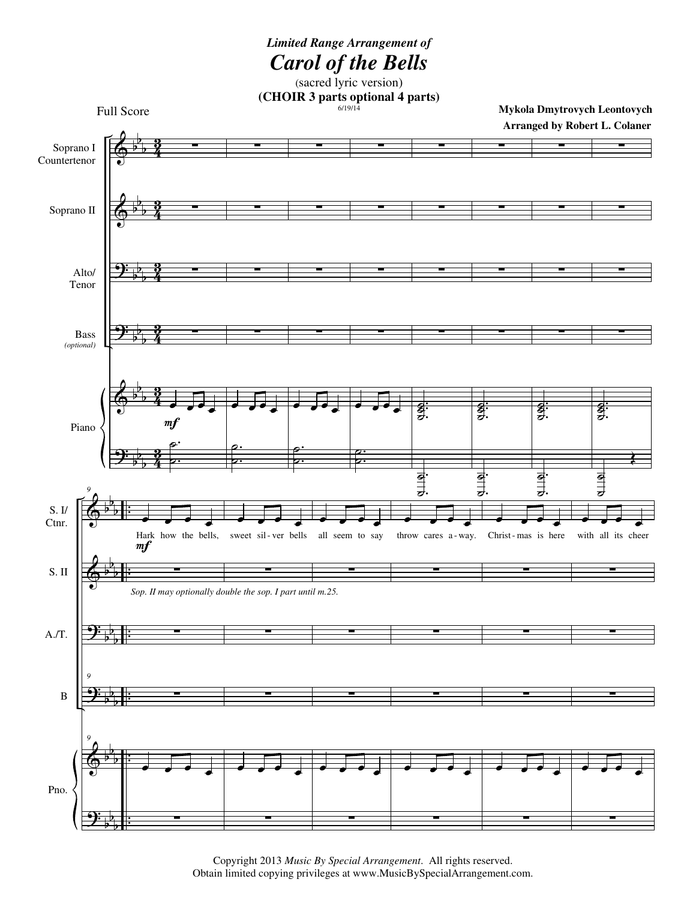*Limited Range Arrangement of*

# *Carol of the Bells*

(sacred lyric version)

**(CHOIR 3 parts optional 4 parts)**

6/19/14

Full Score

**Mykola Dmytrovych Leontovych**

**Arranged by Robert L. Colaner**

Hark how the bells, sweet sil - ver bells all seem to say throw cares a - way. Christ - mas is here with all its cheer

*Sop. II may optionally double the sop. I part until m.25.*

Copyright 2013 *Music By Special Arrangement*. All rights reserved.
Obtain limited copying privileges at www.MusicBySpecialArrangement.com.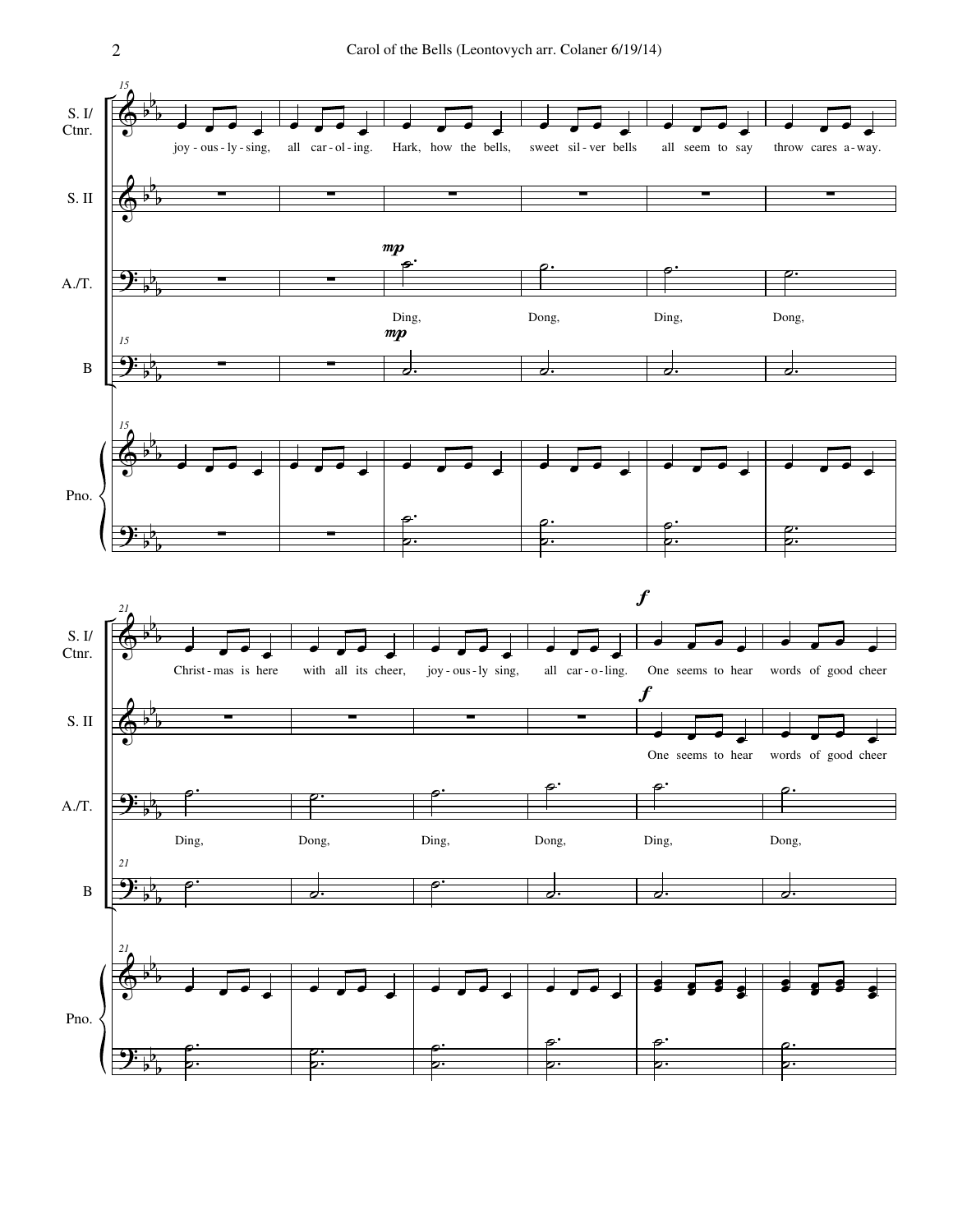S. I/ Ctnr.

S. II

A./T.

B

Pno.

15

joy - ous - ly - sing, all car - ol - ing. Hark, how the bells, sweet sil - ver bells all seem to say throw cares a - way.

*mp*

Ding, Dong, Ding, Dong,

21

Christ - mas is here with all its cheer, joy - ous - ly sing, all car - o - ling. One seems to hear words of good cheer

*f*

One seems to hear words of good cheer

Ding, Dong, Ding, Dong, Ding, Dong,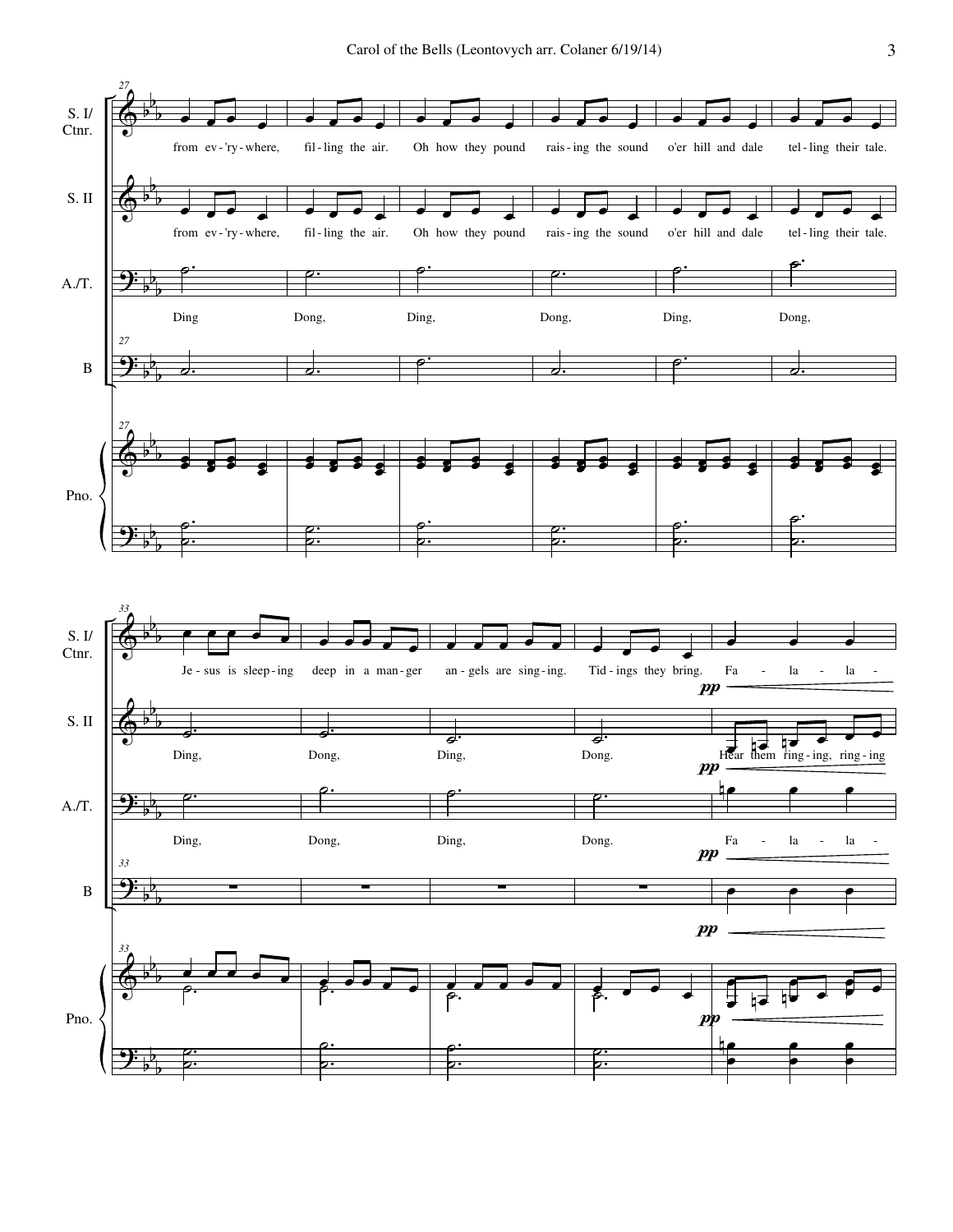S. I/ Ctnr.

from ev-'ry-where, fil-ling the air. Oh how they pound rais-ing the sound o'er hill and dale tel-ling their tale.

S. II

from ev-'ry-where, fil-ling the air. Oh how they pound rais-ing the sound o'er hill and dale tel-ling their tale.

A./T.

Ding Dong, Ding, Dong, Ding, Dong,

B

Pno.

S. I/ Ctnr.

Je-sus is sleep-ing deep in a man-ger an-gels are sing-ing. Tid-ings they bring. Fa - la - la -

*pp*

S. II

Ding, Dong, Ding, Dong. Hear them ring-ing, ring-ing

*pp*

A./T.

Ding, Dong, Ding, Dong. Fa - la - la -

*pp*

B

*pp*

Pno.

*pp*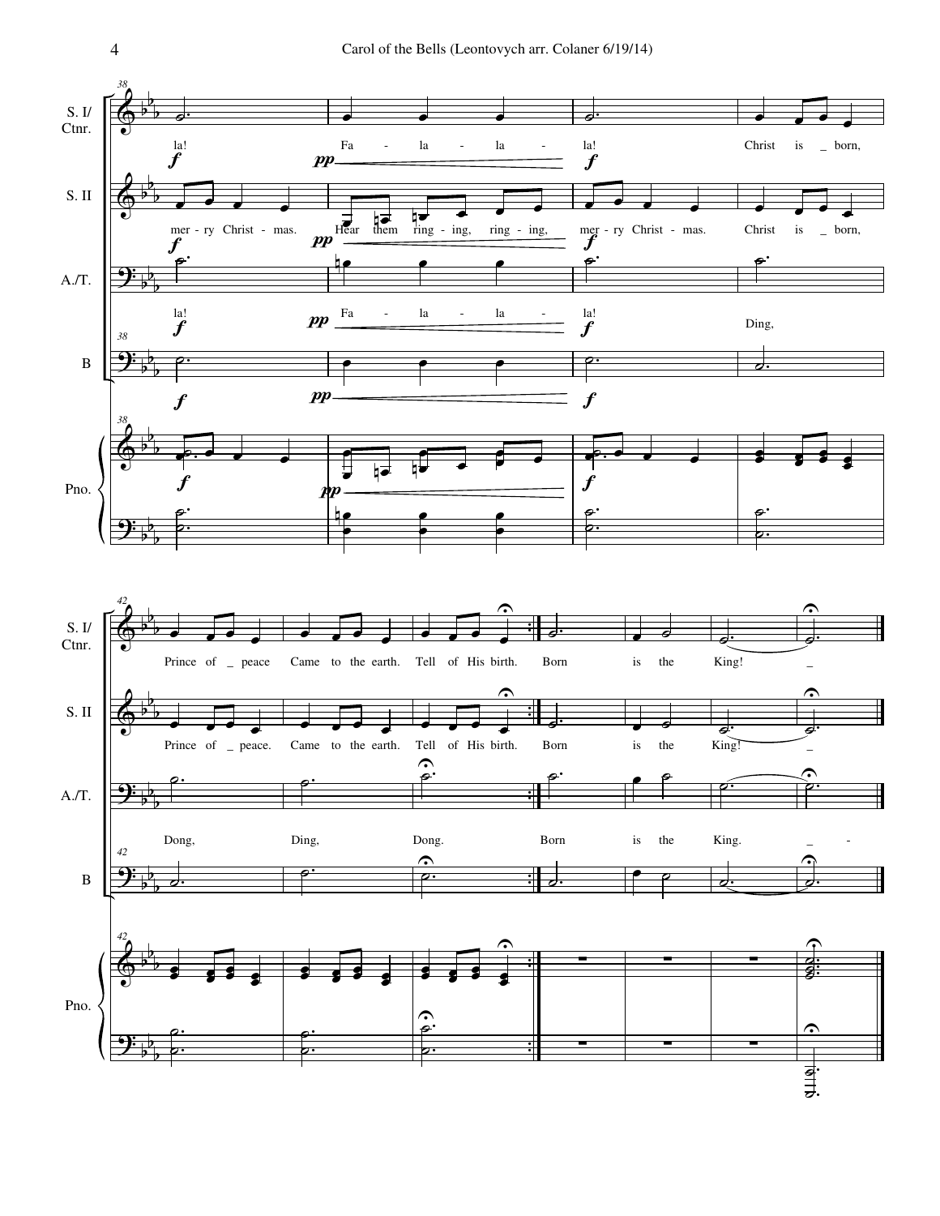S. I/ Ctnr.

la! Fa - la - la - la! Christ is _ born, Prince of _ peace Came to the earth. Tell of His birth. Born is the King! _

S. II

mer - ry Christ - mas. Hear them ring - ing, ring - ing, mer - ry Christ - mas. Christ is _ born, Prince of _ peace. Came to the earth. Tell of His birth. Born is the King! _

A./T.

la! Fa - la - la - la! Ding, Dong, Ding, Dong. Born is the King. _

B

Pno.